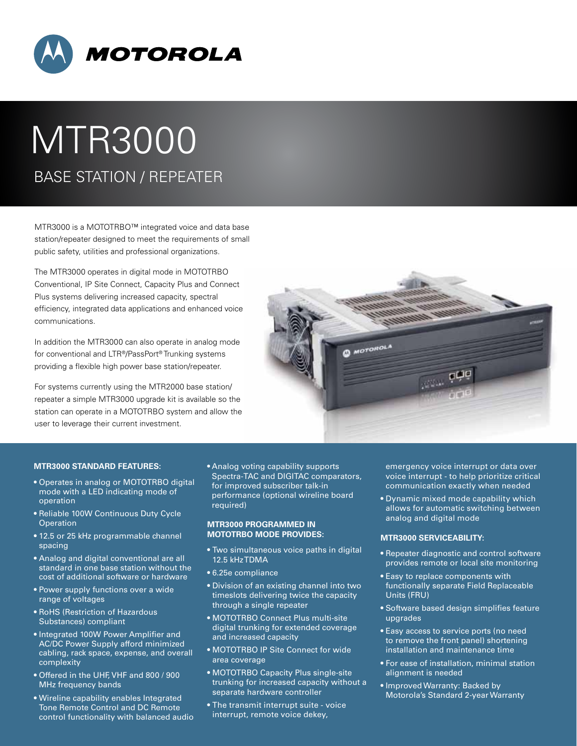# MTR3000

## BASE STATION / REPEATER

MTR3000 is a MOTOTRBO™ integrated voice and data base station/repeater designed to meet the requirements of small public safety, utilities and professional organizations.

The MTR3000 operates in digital mode in MOTOTRBO Conventional, IP Site Connect, Capacity Plus and Connect Plus systems delivering increased capacity, spectral efficiency, integrated data applications and enhanced voice communications.

In addition the MTR3000 can also operate in analog mode for conventional and LTR®/PassPort® Trunking systems providing a flexible high power base station/repeater.

For systems currently using the MTR2000 base station/repeater a simple MTR3000 upgrade kit is available so the station can operate in a MOTOTRBO system and allow the user to leverage their current investment.

### MTR3000 STANDARD FEATURES:

- Operates in analog or MOTOTRBO digital mode with a LED indicating mode of operation
- Reliable 100W Continuous Duty Cycle Operation
- 12.5 or 25 kHz programmable channel spacing
- Analog and digital conventional are all standard in one base station without the cost of additional software or hardware
- Power supply functions over a wide range of voltages
- RoHS (Restriction of Hazardous Substances) compliant
- Integrated 100W Power Amplifier and AC/DC Power Supply afford minimized cabling, rack space, expense, and overall complexity
- Offered in the UHF, VHF and 800 / 900 MHz frequency bands
- Wireline capability enables Integrated Tone Remote Control and DC Remote control functionality with balanced audio
- Analog voting capability supports Spectra-TAC and DIGITAC comparators, for improved subscriber talk-in performance (optional wireline board required)

### MTR3000 PROGRAMMED IN MOTOTRBO MODE PROVIDES:

- Two simultaneous voice paths in digital 12.5 kHz TDMA
- 6.25e compliance
- Division of an existing channel into two timeslots delivering twice the capacity through a single repeater
- MOTOTRBO Connect Plus multi-site digital trunking for extended coverage and increased capacity
- MOTOTRBO IP Site Connect for wide area coverage
- MOTOTRBO Capacity Plus single-site trunking for increased capacity without a separate hardware controller
- The transmit interrupt suite - voice interrupt, remote voice dekey, emergency voice interrupt or data over voice interrupt - to help prioritize critical communication exactly when needed
- Dynamic mixed mode capability which allows for automatic switching between analog and digital mode

### MTR3000 SERVICEABILITY:

- Repeater diagnostic and control software provides remote or local site monitoring
- Easy to replace components with functionally separate Field Replaceable Units (FRU)
- Software based design simplifies feature upgrades
- Easy access to service ports (no need to remove the front panel) shortening installation and maintenance time
- For ease of installation, minimal station alignment is needed
- Improved Warranty: Backed by Motorola's Standard 2-year Warranty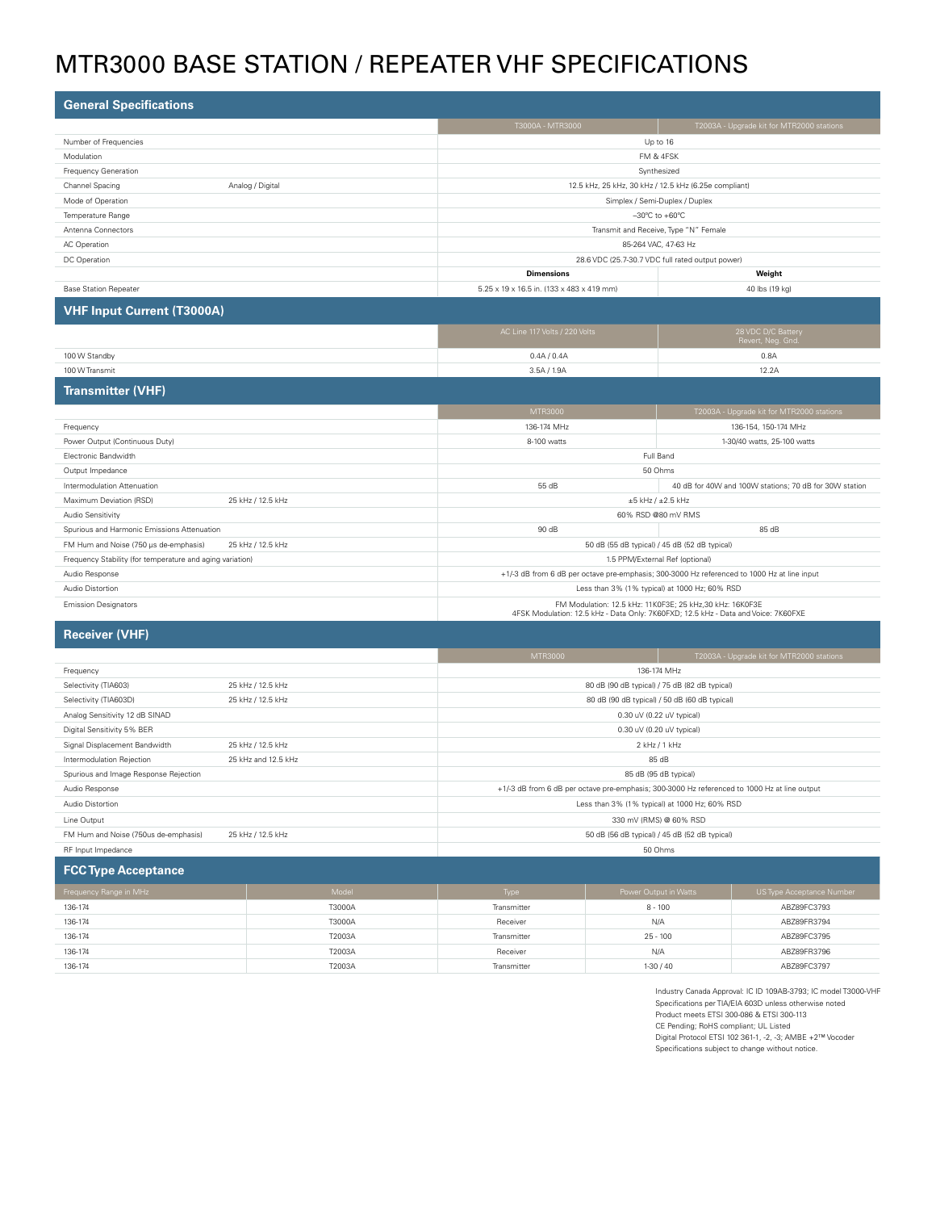# MTR3000 BASE STATION / REPEATER VHF SPECIFICATIONS

## General Specifications

| | | T3000A - MTR3000 | T2003A - Upgrade kit for MTR2000 stations |
|---|---|---|---|
| Number of Frequencies | | Up to 16 | |
| Modulation | | FM & 4FSK | |
| Frequency Generation | | Synthesized | |
| Channel Spacing | Analog / Digital | 12.5 kHz, 25 kHz, 30 kHz / 12.5 kHz (6.25e compliant) | |
| Mode of Operation | | Simplex / Semi-Duplex / Duplex | |
| Temperature Range | | –30ºC to +60ºC | |
| Antenna Connectors | | Transmit and Receive, Type "N" Female | |
| AC Operation | | 85-264 VAC, 47-63 Hz | |
| DC Operation | | 28.6 VDC (25.7-30.7 VDC full rated output power) | |
| | | **Dimensions** | **Weight** |
| Base Station Repeater | | 5.25 x 19 x 16.5 in. (133 x 483 x 419 mm) | 40 lbs (19 kg) |

## VHF Input Current (T3000A)

| | AC Line 117 Volts / 220 Volts | 28 VDC D/C Battery Revert, Neg. Gnd. |
|---|---|---|
| 100 W Standby | 0.4A / 0.4A | 0.8A |
| 100 W Transmit | 3.5A / 1.9A | 12.2A |

## Transmitter (VHF)

| | | MTR3000 | T2003A - Upgrade kit for MTR2000 stations |
|---|---|---|---|
| Frequency | | 136-174 MHz | 136-154, 150-174 MHz |
| Power Output (Continuous Duty) | | 8-100 watts | 1-30/40 watts, 25-100 watts |
| Electronic Bandwidth | | Full Band | |
| Output Impedance | | 50 Ohms | |
| Intermodulation Attenuation | | 55 dB | 40 dB for 40W and 100W stations; 70 dB for 30W station |
| Maximum Deviation (RSD) | 25 kHz / 12.5 kHz | ±5 kHz / ±2.5 kHz | |
| Audio Sensitivity | | 60% RSD @80 mV RMS | |
| Spurious and Harmonic Emissions Attenuation | | 90 dB | 85 dB |
| FM Hum and Noise (750 µs de-emphasis) | 25 kHz / 12.5 kHz | 50 dB (55 dB typical) / 45 dB (52 dB typical) | |
| Frequency Stability (for temperature and aging variation) | | 1.5 PPM/External Ref (optional) | |
| Audio Response | | +1/-3 dB from 6 dB per octave pre-emphasis; 300-3000 Hz referenced to 1000 Hz at line input | |
| Audio Distortion | | Less than 3% (1% typical) at 1000 Hz; 60% RSD | |
| Emission Designators | | FM Modulation: 12.5 kHz: 11K0F3E; 25 kHz,30 kHz: 16K0F3E<br>4FSK Modulation: 12.5 kHz - Data Only: 7K60FXD; 12.5 kHz - Data and Voice: 7K60FXE | |

## Receiver (VHF)

| | | MTR3000 | T2003A - Upgrade kit for MTR2000 stations |
|---|---|---|---|
| Frequency | | 136-174 MHz | |
| Selectivity (TIA603) | 25 kHz / 12.5 kHz | 80 dB (90 dB typical) / 75 dB (82 dB typical) | |
| Selectivity (TIA603D) | 25 kHz / 12.5 kHz | 80 dB (90 dB typical) / 50 dB (60 dB typical) | |
| Analog Sensitivity 12 dB SINAD | | 0.30 uV (0.22 uV typical) | |
| Digital Sensitivity 5% BER | | 0.30 uV (0.20 uV typical) | |
| Signal Displacement Bandwidth | 25 kHz / 12.5 kHz | 2 kHz / 1 kHz | |
| Intermodulation Rejection | 25 kHz and 12.5 kHz | 85 dB | |
| Spurious and Image Response Rejection | | 85 dB (95 dB typical) | |
| Audio Response | | +1/-3 dB from 6 dB per octave pre-emphasis; 300-3000 Hz referenced to 1000 Hz at line output | |
| Audio Distortion | | Less than 3% (1% typical) at 1000 Hz; 60% RSD | |
| Line Output | | 330 mV (RMS) @ 60% RSD | |
| FM Hum and Noise (750us de-emphasis) | 25 kHz / 12.5 kHz | 50 dB (56 dB typical) / 45 dB (52 dB typical) | |
| RF Input Impedance | | 50 Ohms | |

## FCC Type Acceptance

| Frequency Range in MHz | Model | Type | Power Output in Watts | US Type Acceptance Number |
|---|---|---|---|---|
| 136-174 | T3000A | Transmitter | 8 - 100 | ABZ89FC3793 |
| 136-174 | T3000A | Receiver | N/A | ABZ89FR3794 |
| 136-174 | T2003A | Transmitter | 25 - 100 | ABZ89FC3795 |
| 136-174 | T2003A | Receiver | N/A | ABZ89FR3796 |
| 136-174 | T2003A | Transmitter | 1-30 / 40 | ABZ89FC3797 |

Industry Canada Approval: IC ID 109AB-3793; IC model T3000-VHF
Specifications per TIA/EIA 603D unless otherwise noted
Product meets ETSI 300-086 & ETSI 300-113
CE Pending; RoHS compliant; UL Listed
Digital Protocol ETSI 102 361-1, -2, -3; AMBE +2™ Vocoder
Specifications subject to change without notice.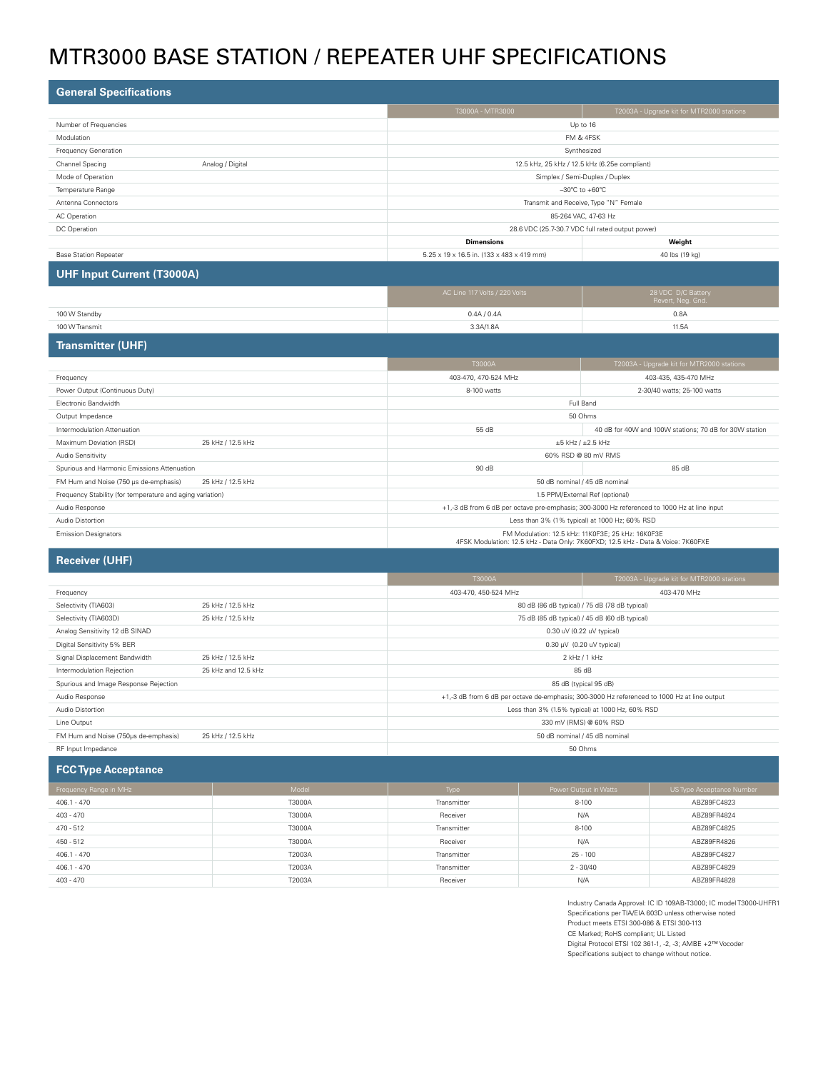# MTR3000 BASE STATION / REPEATER UHF SPECIFICATIONS

## General Specifications

| | | T3000A - MTR3000 | T2003A - Upgrade kit for MTR2000 stations |
|---|---|---|---|
| Number of Frequencies | | Up to 16 | |
| Modulation | | FM & 4FSK | |
| Frequency Generation | | Synthesized | |
| Channel Spacing | Analog / Digital | 12.5 kHz, 25 kHz / 12.5 kHz (6.25e compliant) | |
| Mode of Operation | | Simplex / Semi-Duplex / Duplex | |
| Temperature Range | | –30ºC to +60ºC | |
| Antenna Connectors | | Transmit and Receive, Type "N" Female | |
| AC Operation | | 85-264 VAC, 47-63 Hz | |
| DC Operation | | 28.6 VDC (25.7-30.7 VDC full rated output power) | |
| | | **Dimensions** | **Weight** |
| Base Station Repeater | | 5.25 x 19 x 16.5 in. (133 x 483 x 419 mm) | 40 lbs (19 kg) |

## UHF Input Current (T3000A)

| | AC Line 117 Volts / 220 Volts | 28 VDC D/C Battery Revert, Neg. Gnd. |
|---|---|---|
| 100 W Standby | 0.4A / 0.4A | 0.8A |
| 100 W Transmit | 3.3A/1.8A | 11.5A |

## Transmitter (UHF)

| | | T3000A | T2003A - Upgrade kit for MTR2000 stations |
|---|---|---|---|
| Frequency | | 403-470, 470-524 MHz | 403-435, 435-470 MHz |
| Power Output (Continuous Duty) | | 8-100 watts | 2-30/40 watts; 25-100 watts |
| Electronic Bandwidth | | Full Band | |
| Output Impedance | | 50 Ohms | |
| Intermodulation Attenuation | | 55 dB | 40 dB for 40W and 100W stations; 70 dB for 30W station |
| Maximum Deviation (RSD) | 25 kHz / 12.5 kHz | ±5 kHz / ±2.5 kHz | |
| Audio Sensitivity | | 60% RSD @ 80 mV RMS | |
| Spurious and Harmonic Emissions Attenuation | | 90 dB | 85 dB |
| FM Hum and Noise (750 µs de-emphasis) | 25 kHz / 12.5 kHz | 50 dB nominal / 45 dB nominal | |
| Frequency Stability (for temperature and aging variation) | | 1.5 PPM/External Ref (optional) | |
| Audio Response | | +1,-3 dB from 6 dB per octave pre-emphasis; 300-3000 Hz referenced to 1000 Hz at line input | |
| Audio Distortion | | Less than 3% (1% typical) at 1000 Hz; 60% RSD | |
| Emission Designators | | FM Modulation: 12.5 kHz: 11K0F3E; 25 kHz: 16K0F3E<br>4FSK Modulation: 12.5 kHz - Data Only: 7K60FXD; 12.5 kHz - Data & Voice: 7K60FXE | |

## Receiver (UHF)

| | | T3000A | T2003A - Upgrade kit for MTR2000 stations |
|---|---|---|---|
| Frequency | | 403-470, 450-524 MHz | 403-470 MHz |
| Selectivity (TIA603) | 25 kHz / 12.5 kHz | 80 dB (86 dB typical) / 75 dB (78 dB typical) | |
| Selectivity (TIA603D) | 25 kHz / 12.5 kHz | 75 dB (85 dB typical) / 45 dB (60 dB typical) | |
| Analog Sensitivity 12 dB SINAD | | 0.30 uV (0.22 uV typical) | |
| Digital Sensitivity 5% BER | | 0.30 µV (0.20 uV typical) | |
| Signal Displacement Bandwidth | 25 kHz / 12.5 kHz | 2 kHz / 1 kHz | |
| Intermodulation Rejection | 25 kHz and 12.5 kHz | 85 dB | |
| Spurious and Image Response Rejection | | 85 dB (typical 95 dB) | |
| Audio Response | | +1,-3 dB from 6 dB per octave de-emphasis; 300-3000 Hz referenced to 1000 Hz at line output | |
| Audio Distortion | | Less than 3% (1.5% typical) at 1000 Hz, 60% RSD | |
| Line Output | | 330 mV (RMS) @ 60% RSD | |
| FM Hum and Noise (750µs de-emphasis) | 25 kHz / 12.5 kHz | 50 dB nominal / 45 dB nominal | |
| RF Input Impedance | | 50 Ohms | |

## FCC Type Acceptance

| Frequency Range in MHz | Model | Type | Power Output in Watts | US Type Acceptance Number |
|---|---|---|---|---|
| 406.1 - 470 | T3000A | Transmitter | 8-100 | ABZ89FC4823 |
| 403 - 470 | T3000A | Receiver | N/A | ABZ89FR4824 |
| 470 - 512 | T3000A | Transmitter | 8-100 | ABZ89FC4825 |
| 450 - 512 | T3000A | Receiver | N/A | ABZ89FR4826 |
| 406.1 - 470 | T2003A | Transmitter | 25 - 100 | ABZ89FC4827 |
| 406.1 - 470 | T2003A | Transmitter | 2 - 30/40 | ABZ89FC4829 |
| 403 - 470 | T2003A | Receiver | N/A | ABZ89FR4828 |

Industry Canada Approval: IC ID 109AB-T3000; IC model T3000-UHFR1
Specifications per TIA/EIA 603D unless otherwise noted
Product meets ETSI 300-086 & ETSI 300-113
CE Marked; RoHS compliant; UL Listed
Digital Protocol ETSI 102 361-1, -2, -3; AMBE +2™ Vocoder
Specifications subject to change without notice.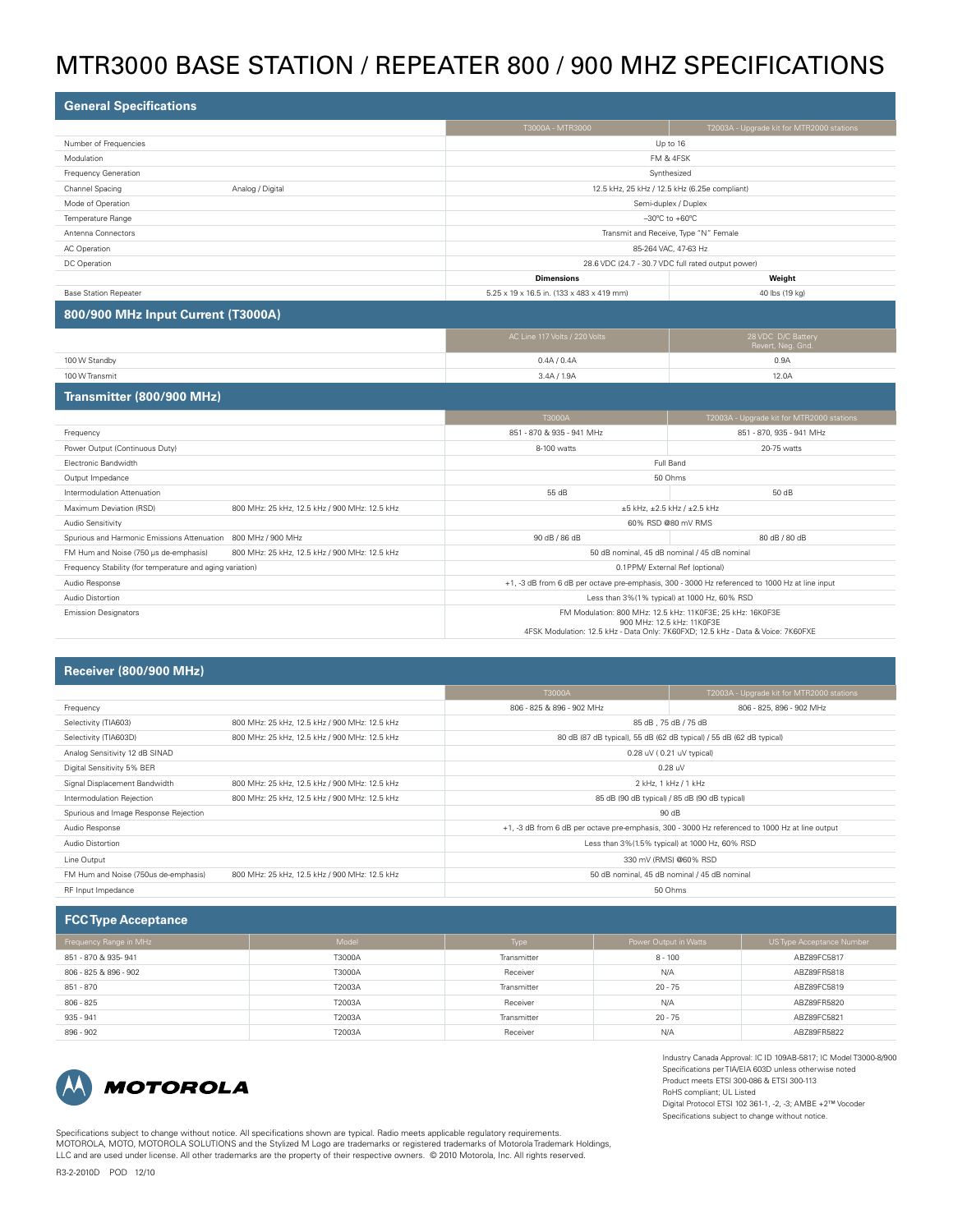# MTR3000 BASE STATION / REPEATER 800 / 900 MHZ SPECIFICATIONS

## General Specifications

| | | T3000A - MTR3000 | T2003A - Upgrade kit for MTR2000 stations |
|---|---|---|---|
| Number of Frequencies | | Up to 16 | |
| Modulation | | FM & 4FSK | |
| Frequency Generation | | Synthesized | |
| Channel Spacing | Analog / Digital | 12.5 kHz, 25 kHz / 12.5 kHz (6.25e compliant) | |
| Mode of Operation | | Semi-duplex / Duplex | |
| Temperature Range | | –30ºC to +60ºC | |
| Antenna Connectors | | Transmit and Receive, Type "N" Female | |
| AC Operation | | 85-264 VAC, 47-63 Hz | |
| DC Operation | | 28.6 VDC (24.7 - 30.7 VDC full rated output power) | |
| | | **Dimensions** | **Weight** |
| Base Station Repeater | | 5.25 x 19 x 16.5 in. (133 x 483 x 419 mm) | 40 lbs (19 kg) |

## 800/900 MHz Input Current (T3000A)

| | AC Line 117 Volts / 220 Volts | 28 VDC D/C Battery Revert, Neg. Gnd. |
|---|---|---|
| 100 W Standby | 0.4A / 0.4A | 0.9A |
| 100 W Transmit | 3.4A / 1.9A | 12.0A |

## Transmitter (800/900 MHz)

| | | T3000A | T2003A - Upgrade kit for MTR2000 stations |
|---|---|---|---|
| Frequency | | 851 - 870 & 935 - 941 MHz | 851 - 870, 935 - 941 MHz |
| Power Output (Continuous Duty) | | 8-100 watts | 20-75 watts |
| Electronic Bandwidth | | Full Band | |
| Output Impedance | | 50 Ohms | |
| Intermodulation Attenuation | | 55 dB | 50 dB |
| Maximum Deviation (RSD) | 800 MHz: 25 kHz, 12.5 kHz / 900 MHz: 12.5 kHz | ±5 kHz, ±2.5 kHz / ±2.5 kHz | |
| Audio Sensitivity | | 60% RSD @80 mV RMS | |
| Spurious and Harmonic Emissions Attenuation | 800 MHz / 900 MHz | 90 dB / 86 dB | 80 dB / 80 dB |
| FM Hum and Noise (750 µs de-emphasis) | 800 MHz: 25 kHz, 12.5 kHz / 900 MHz: 12.5 kHz | 50 dB nominal, 45 dB nominal / 45 dB nominal | |
| Frequency Stability (for temperature and aging variation) | | 0.1PPM/ External Ref (optional) | |
| Audio Response | | +1, -3 dB from 6 dB per octave pre-emphasis, 300 - 3000 Hz referenced to 1000 Hz at line input | |
| Audio Distortion | | Less than 3%(1% typical) at 1000 Hz, 60% RSD | |
| Emission Designators | | FM Modulation: 800 MHz: 12.5 kHz: 11K0F3E; 25 kHz: 16K0F3E 900 MHz: 12.5 kHz: 11K0F3E 4FSK Modulation: 12.5 kHz - Data Only: 7K60FXD; 12.5 kHz - Data & Voice: 7K60FXE | |

## Receiver (800/900 MHz)

| | | T3000A | T2003A - Upgrade kit for MTR2000 stations |
|---|---|---|---|
| Frequency | | 806 - 825 & 896 - 902 MHz | 806 - 825, 896 - 902 MHz |
| Selectivity (TIA603) | 800 MHz: 25 kHz, 12.5 kHz / 900 MHz: 12.5 kHz | 85 dB , 75 dB / 75 dB | |
| Selectivity (TIA603D) | 800 MHz: 25 kHz, 12.5 kHz / 900 MHz: 12.5 kHz | 80 dB (87 dB typical), 55 dB (62 dB typical) / 55 dB (62 dB typical) | |
| Analog Sensitivity 12 dB SINAD | | 0.28 uV ( 0.21 uV typical) | |
| Digital Sensitivity 5% BER | | 0.28 uV | |
| Signal Displacement Bandwidth | 800 MHz: 25 kHz, 12.5 kHz / 900 MHz: 12.5 kHz | 2 kHz, 1 kHz / 1 kHz | |
| Intermodulation Rejection | 800 MHz: 25 kHz, 12.5 kHz / 900 MHz: 12.5 kHz | 85 dB (90 dB typical) / 85 dB (90 dB typical) | |
| Spurious and Image Response Rejection | | 90 dB | |
| Audio Response | | +1, -3 dB from 6 dB per octave pre-emphasis, 300 - 3000 Hz referenced to 1000 Hz at line output | |
| Audio Distortion | | Less than 3%(1.5% typical) at 1000 Hz, 60% RSD | |
| Line Output | | 330 mV (RMS) @60% RSD | |
| FM Hum and Noise (750us de-emphasis) | 800 MHz: 25 kHz, 12.5 kHz / 900 MHz: 12.5 kHz | 50 dB nominal, 45 dB nominal / 45 dB nominal | |
| RF Input Impedance | | 50 Ohms | |

## FCC Type Acceptance

| Frequency Range in MHz | Model | Type | Power Output in Watts | US Type Acceptance Number |
|---|---|---|---|---|
| 851 - 870 & 935- 941 | T3000A | Transmitter | 8 - 100 | ABZ89FC5817 |
| 806 - 825 & 896 - 902 | T3000A | Receiver | N/A | ABZ89FR5818 |
| 851 - 870 | T2003A | Transmitter | 20 - 75 | ABZ89FC5819 |
| 806 - 825 | T2003A | Receiver | N/A | ABZ89FR5820 |
| 935 - 941 | T2003A | Transmitter | 20 - 75 | ABZ89FC5821 |
| 896 - 902 | T2003A | Receiver | N/A | ABZ89FR5822 |

Industry Canada Approval: IC ID 109AB-5817; IC Model T3000-8/900
Specifications per TIA/EIA 603D unless otherwise noted
Product meets ETSI 300-086 & ETSI 300-113
RoHS compliant; UL Listed
Digital Protocol ETSI 102 361-1, -2, -3; AMBE +2™ Vocoder
Specifications subject to change without notice.

MOTOROLA

Specifications subject to change without notice. All specifications shown are typical. Radio meets applicable regulatory requirements.
MOTOROLA, MOTO, MOTOROLA SOLUTIONS and the Stylized M Logo are trademarks or registered trademarks of Motorola Trademark Holdings, LLC and are used under license. All other trademarks are the property of their respective owners. © 2010 Motorola, Inc. All rights reserved.

R3-2-2010D POD 12/10